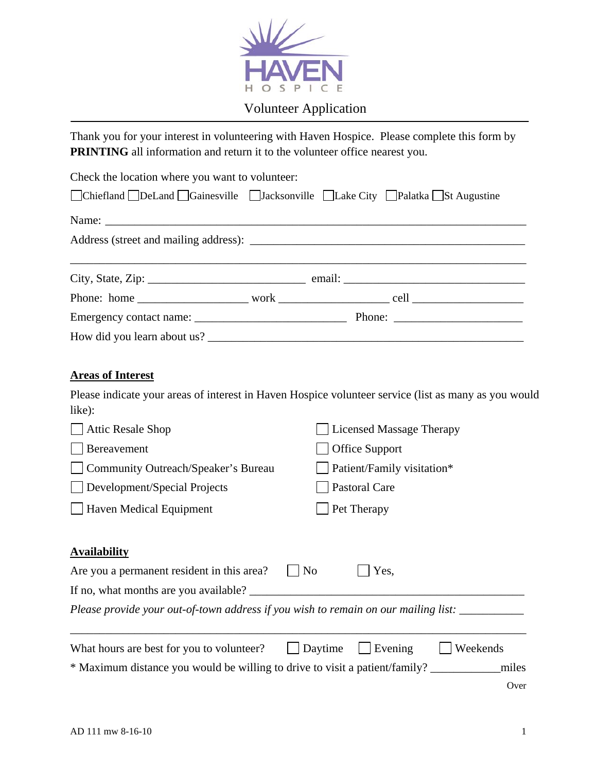HAVEN
HOSPICE

# Volunteer Application

Thank you for your interest in volunteering with Haven Hospice. Please complete this form by **PRINTING** all information and return it to the volunteer office nearest you.

Check the location where you want to volunteer:

☐ Chiefland ☐ DeLand ☐ Gainesville ☐ Jacksonville ☐ Lake City ☐ Palatka ☐ St Augustine

Name: ______________________________________________________________________

Address (street and mailing address): ____________________________________________

__________________________________________________________________________

City, State, Zip: __________________________ email: ______________________________

Phone: home __________________ work __________________ cell __________________

Emergency contact name: __________________________ Phone: _____________________

How did you learn about us? _________________________________________________

## Areas of Interest

Please indicate your areas of interest in Haven Hospice volunteer service (list as many as you would like):

- ☐ Attic Resale Shop
- ☐ Bereavement
- ☐ Community Outreach/Speaker's Bureau
- ☐ Development/Special Projects
- ☐ Haven Medical Equipment
- ☐ Licensed Massage Therapy
- ☐ Office Support
- ☐ Patient/Family visitation*
- ☐ Pastoral Care
- ☐ Pet Therapy

## Availability

Are you a permanent resident in this area? ☐ No ☐ Yes,

If no, what months are you available? ___________________________________________

*Please provide your out-of-town address if you wish to remain on our mailing list:* ___________

__________________________________________________________________________

What hours are best for you to volunteer? ☐ Daytime ☐ Evening ☐ Weekends

* Maximum distance you would be willing to drive to visit a patient/family? ____________miles

Over

AD 111 mw 8-16-10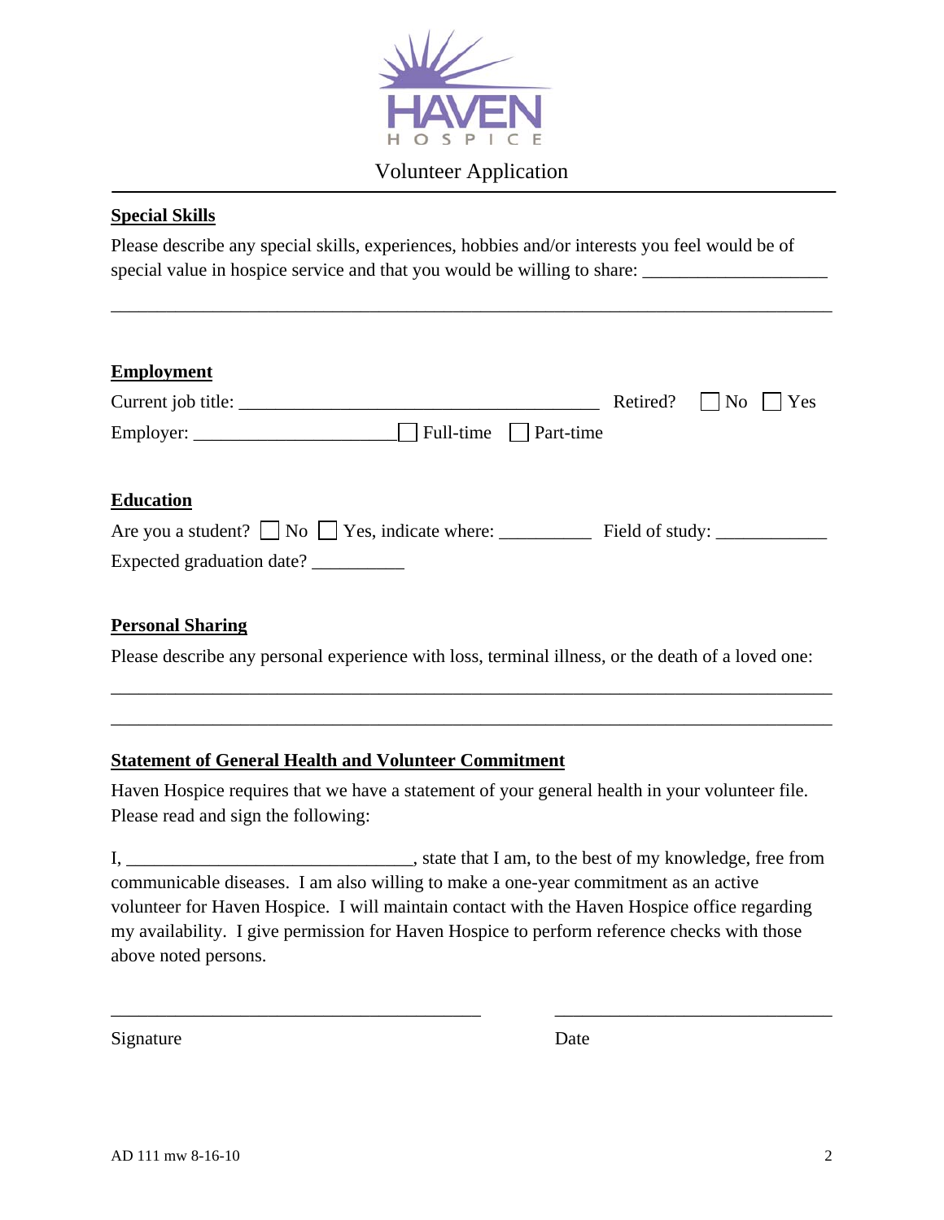HAVEN HOSPICE

Volunteer Application

**Special Skills**

Please describe any special skills, experiences, hobbies and/or interests you feel would be of special value in hospice service and that you would be willing to share: ____________________

________________________________________________________________________________

**Employment**

Current job title: ________________________________________ Retired? ☐ No ☐ Yes

Employer: ______________________ ☐ Full-time ☐ Part-time

**Education**

Are you a student? ☐ No ☐ Yes, indicate where: __________ Field of study: ____________

Expected graduation date? __________

**Personal Sharing**

Please describe any personal experience with loss, terminal illness, or the death of a loved one:

________________________________________________________________________________

________________________________________________________________________________

**Statement of General Health and Volunteer Commitment**

Haven Hospice requires that we have a statement of your general health in your volunteer file. Please read and sign the following:

I, _______________________________, state that I am, to the best of my knowledge, free from communicable diseases. I am also willing to make a one-year commitment as an active volunteer for Haven Hospice. I will maintain contact with the Haven Hospice office regarding my availability. I give permission for Haven Hospice to perform reference checks with those above noted persons.

_________________________________________ _______________________________

Signature Date

AD 111 mw 8-16-10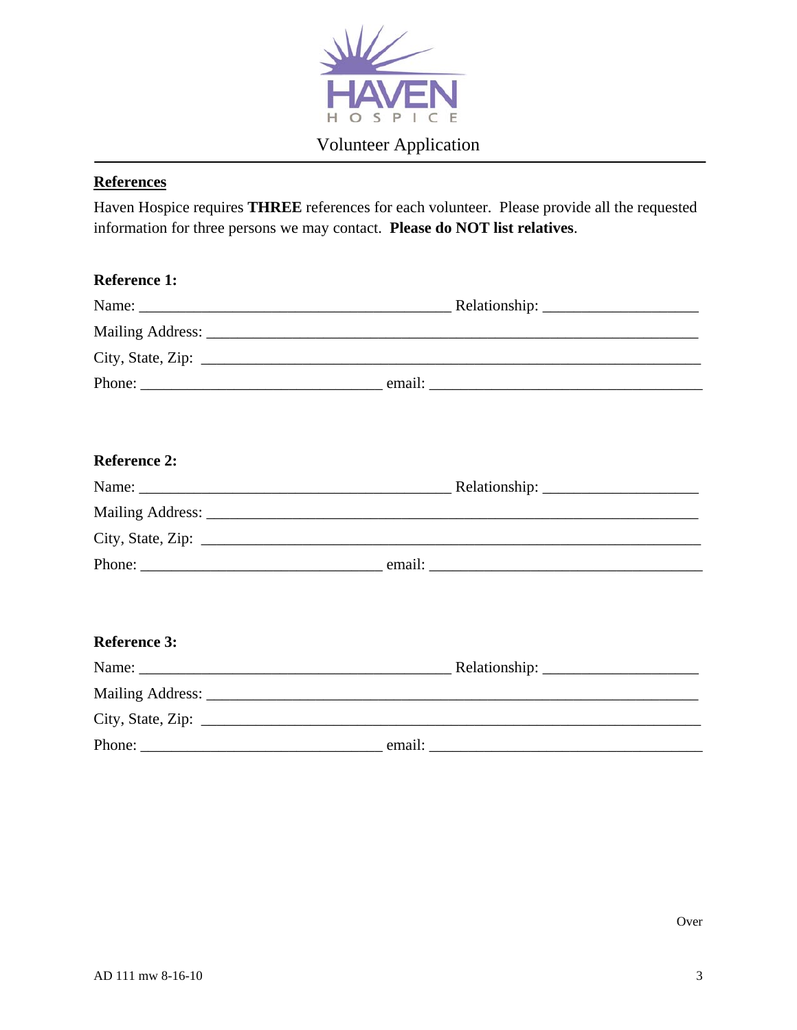HAVEN HOSPICE

# Volunteer Application

**References**

Haven Hospice requires **THREE** references for each volunteer. Please provide all the requested information for three persons we may contact. **Please do NOT list relatives**.

**Reference 1:**

Name: ________________________________________ Relationship: ____________________

Mailing Address: _________________________________________________________________

City, State, Zip: _________________________________________________________________

Phone: ________________________________ email: ____________________________________

**Reference 2:**

Name: ________________________________________ Relationship: ____________________

Mailing Address: _________________________________________________________________

City, State, Zip: _________________________________________________________________

Phone: ________________________________ email: ____________________________________

**Reference 3:**

Name: ________________________________________ Relationship: ____________________

Mailing Address: _________________________________________________________________

City, State, Zip: _________________________________________________________________

Phone: ________________________________ email: ____________________________________

Over

AD 111 mw 8-16-10